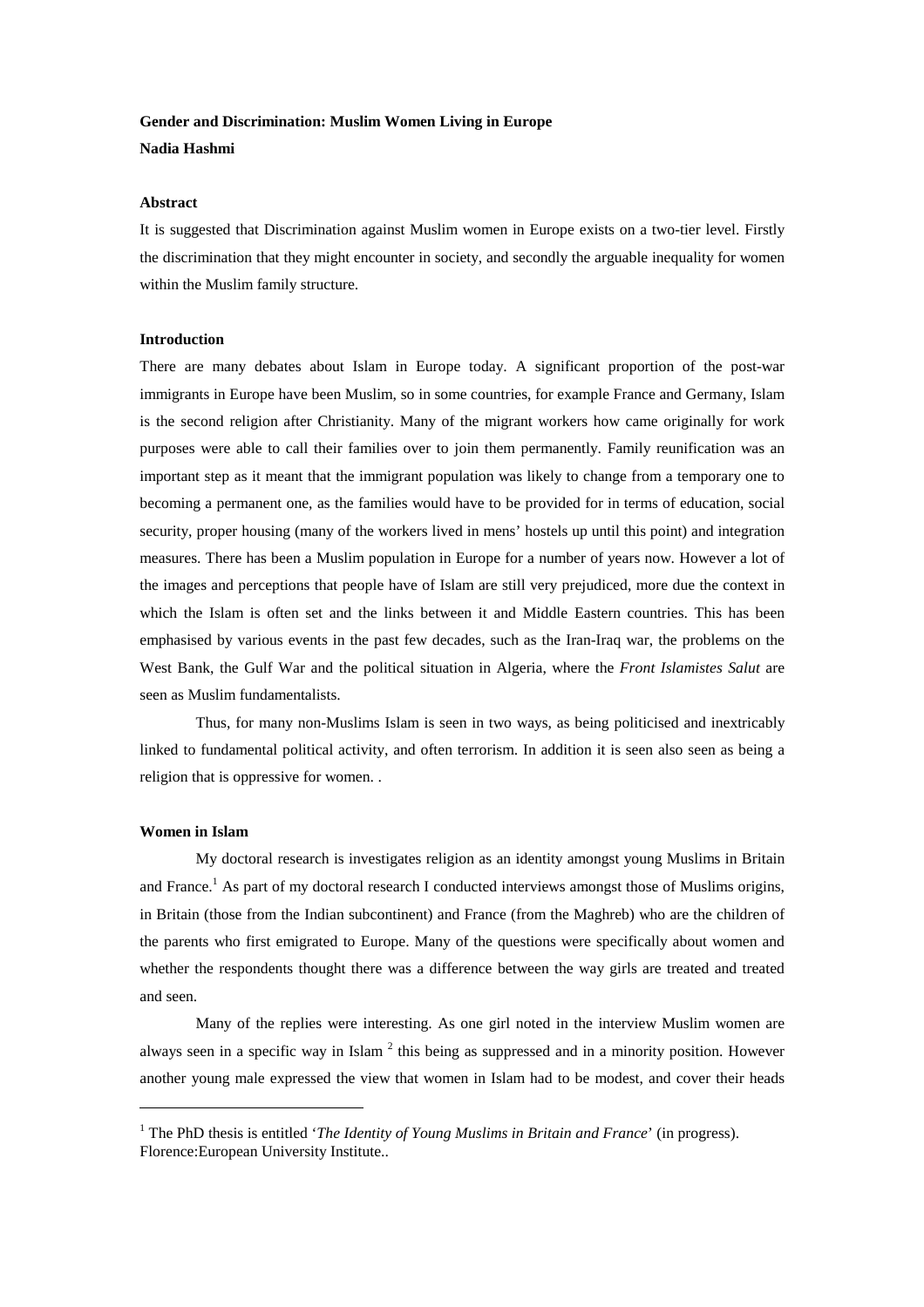**Gender and Discrimination: Muslim Women Living in Europe**

**Nadia Hashmi**

### Abstract

It is suggested that Discrimination against Muslim women in Europe exists on a two-tier level. Firstly the discrimination that they might encounter in society, and secondly the arguable inequality for women within the Muslim family structure.

### Introduction

There are many debates about Islam in Europe today. A significant proportion of the post-war immigrants in Europe have been Muslim, so in some countries, for example France and Germany, Islam is the second religion after Christianity. Many of the migrant workers how came originally for work purposes were able to call their families over to join them permanently. Family reunification was an important step as it meant that the immigrant population was likely to change from a temporary one to becoming a permanent one, as the families would have to be provided for in terms of education, social security, proper housing (many of the workers lived in mens' hostels up until this point) and integration measures. There has been a Muslim population in Europe for a number of years now. However a lot of the images and perceptions that people have of Islam are still very prejudiced, more due the context in which the Islam is often set and the links between it and Middle Eastern countries. This has been emphasised by various events in the past few decades, such as the Iran-Iraq war, the problems on the West Bank, the Gulf War and the political situation in Algeria, where the *Front Islamistes Salut* are seen as Muslim fundamentalists.

Thus, for many non-Muslims Islam is seen in two ways, as being politicised and inextricably linked to fundamental political activity, and often terrorism. In addition it is seen also seen as being a religion that is oppressive for women. .

### Women in Islam

My doctoral research is investigates religion as an identity amongst young Muslims in Britain and France.[1] As part of my doctoral research I conducted interviews amongst those of Muslims origins, in Britain (those from the Indian subcontinent) and France (from the Maghreb) who are the children of the parents who first emigrated to Europe. Many of the questions were specifically about women and whether the respondents thought there was a difference between the way girls are treated and treated and seen.

Many of the replies were interesting. As one girl noted in the interview Muslim women are always seen in a specific way in Islam [2] this being as suppressed and in a minority position. However another young male expressed the view that women in Islam had to be modest, and cover their heads

---

[1] The PhD thesis is entitled '*The Identity of Young Muslims in Britain and France*' (in progress). Florence:European University Institute..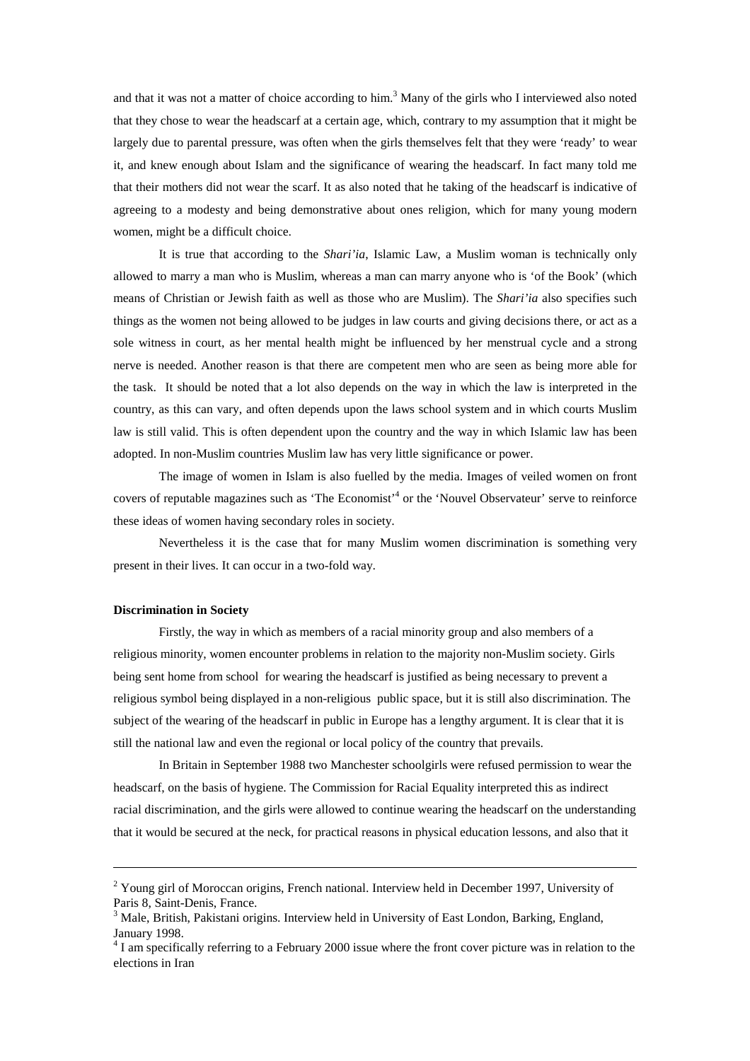and that it was not a matter of choice according to him.[3] Many of the girls who I interviewed also noted that they chose to wear the headscarf at a certain age, which, contrary to my assumption that it might be largely due to parental pressure, was often when the girls themselves felt that they were 'ready' to wear it, and knew enough about Islam and the significance of wearing the headscarf. In fact many told me that their mothers did not wear the scarf. It as also noted that he taking of the headscarf is indicative of agreeing to a modesty and being demonstrative about ones religion, which for many young modern women, might be a difficult choice.

It is true that according to the *Shari'ia*, Islamic Law, a Muslim woman is technically only allowed to marry a man who is Muslim, whereas a man can marry anyone who is 'of the Book' (which means of Christian or Jewish faith as well as those who are Muslim). The *Shari'ia* also specifies such things as the women not being allowed to be judges in law courts and giving decisions there, or act as a sole witness in court, as her mental health might be influenced by her menstrual cycle and a strong nerve is needed. Another reason is that there are competent men who are seen as being more able for the task. It should be noted that a lot also depends on the way in which the law is interpreted in the country, as this can vary, and often depends upon the laws school system and in which courts Muslim law is still valid. This is often dependent upon the country and the way in which Islamic law has been adopted. In non-Muslim countries Muslim law has very little significance or power.

The image of women in Islam is also fuelled by the media. Images of veiled women on front covers of reputable magazines such as 'The Economist'[4] or the 'Nouvel Observateur' serve to reinforce these ideas of women having secondary roles in society.

Nevertheless it is the case that for many Muslim women discrimination is something very present in their lives. It can occur in a two-fold way.

**Discrimination in Society**

Firstly, the way in which as members of a racial minority group and also members of a religious minority, women encounter problems in relation to the majority non-Muslim society. Girls being sent home from school for wearing the headscarf is justified as being necessary to prevent a religious symbol being displayed in a non-religious public space, but it is still also discrimination. The subject of the wearing of the headscarf in public in Europe has a lengthy argument. It is clear that it is still the national law and even the regional or local policy of the country that prevails.

In Britain in September 1988 two Manchester schoolgirls were refused permission to wear the headscarf, on the basis of hygiene. The Commission for Racial Equality interpreted this as indirect racial discrimination, and the girls were allowed to continue wearing the headscarf on the understanding that it would be secured at the neck, for practical reasons in physical education lessons, and also that it

---

[2] Young girl of Moroccan origins, French national. Interview held in December 1997, University of Paris 8, Saint-Denis, France.

[3] Male, British, Pakistani origins. Interview held in University of East London, Barking, England, January 1998.

[4] I am specifically referring to a February 2000 issue where the front cover picture was in relation to the elections in Iran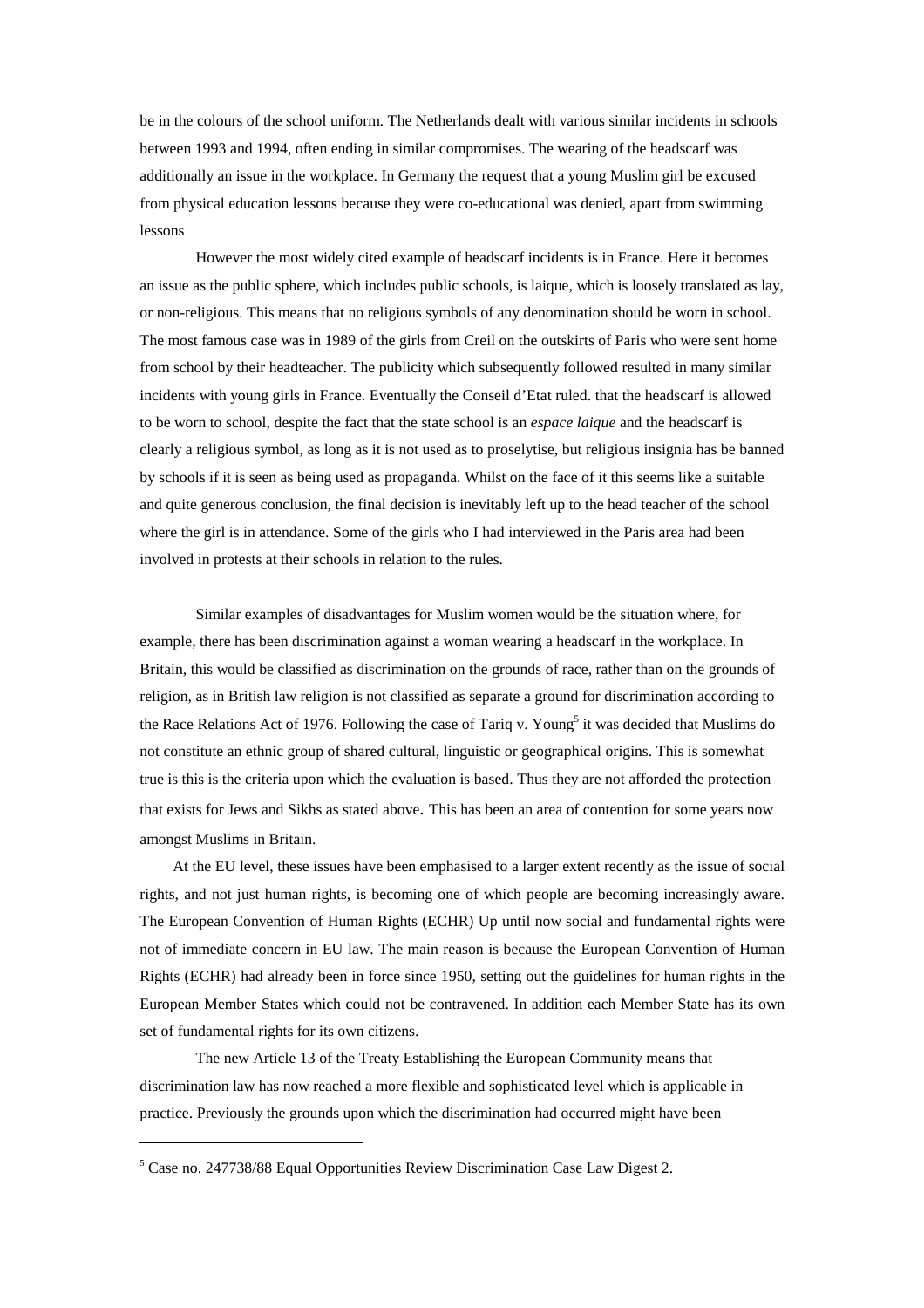be in the colours of the school uniform. The Netherlands dealt with various similar incidents in schools between 1993 and 1994, often ending in similar compromises. The wearing of the headscarf was additionally an issue in the workplace. In Germany the request that a young Muslim girl be excused from physical education lessons because they were co-educational was denied, apart from swimming lessons

However the most widely cited example of headscarf incidents is in France. Here it becomes an issue as the public sphere, which includes public schools, is laique, which is loosely translated as lay, or non-religious. This means that no religious symbols of any denomination should be worn in school. The most famous case was in 1989 of the girls from Creil on the outskirts of Paris who were sent home from school by their headteacher. The publicity which subsequently followed resulted in many similar incidents with young girls in France. Eventually the Conseil d'Etat ruled. that the headscarf is allowed to be worn to school, despite the fact that the state school is an *espace laique* and the headscarf is clearly a religious symbol, as long as it is not used as to proselytise, but religious insignia has be banned by schools if it is seen as being used as propaganda. Whilst on the face of it this seems like a suitable and quite generous conclusion, the final decision is inevitably left up to the head teacher of the school where the girl is in attendance. Some of the girls who I had interviewed in the Paris area had been involved in protests at their schools in relation to the rules.

Similar examples of disadvantages for Muslim women would be the situation where, for example, there has been discrimination against a woman wearing a headscarf in the workplace. In Britain, this would be classified as discrimination on the grounds of race, rather than on the grounds of religion, as in British law religion is not classified as separate a ground for discrimination according to the Race Relations Act of 1976. Following the case of Tariq v. Young[5] it was decided that Muslims do not constitute an ethnic group of shared cultural, linguistic or geographical origins. This is somewhat true is this is the criteria upon which the evaluation is based. Thus they are not afforded the protection that exists for Jews and Sikhs as stated above. This has been an area of contention for some years now amongst Muslims in Britain.

At the EU level, these issues have been emphasised to a larger extent recently as the issue of social rights, and not just human rights, is becoming one of which people are becoming increasingly aware. The European Convention of Human Rights (ECHR) Up until now social and fundamental rights were not of immediate concern in EU law. The main reason is because the European Convention of Human Rights (ECHR) had already been in force since 1950, setting out the guidelines for human rights in the European Member States which could not be contravened. In addition each Member State has its own set of fundamental rights for its own citizens.

The new Article 13 of the Treaty Establishing the European Community means that discrimination law has now reached a more flexible and sophisticated level which is applicable in practice. Previously the grounds upon which the discrimination had occurred might have been

[5] Case no. 247738/88 Equal Opportunities Review Discrimination Case Law Digest 2.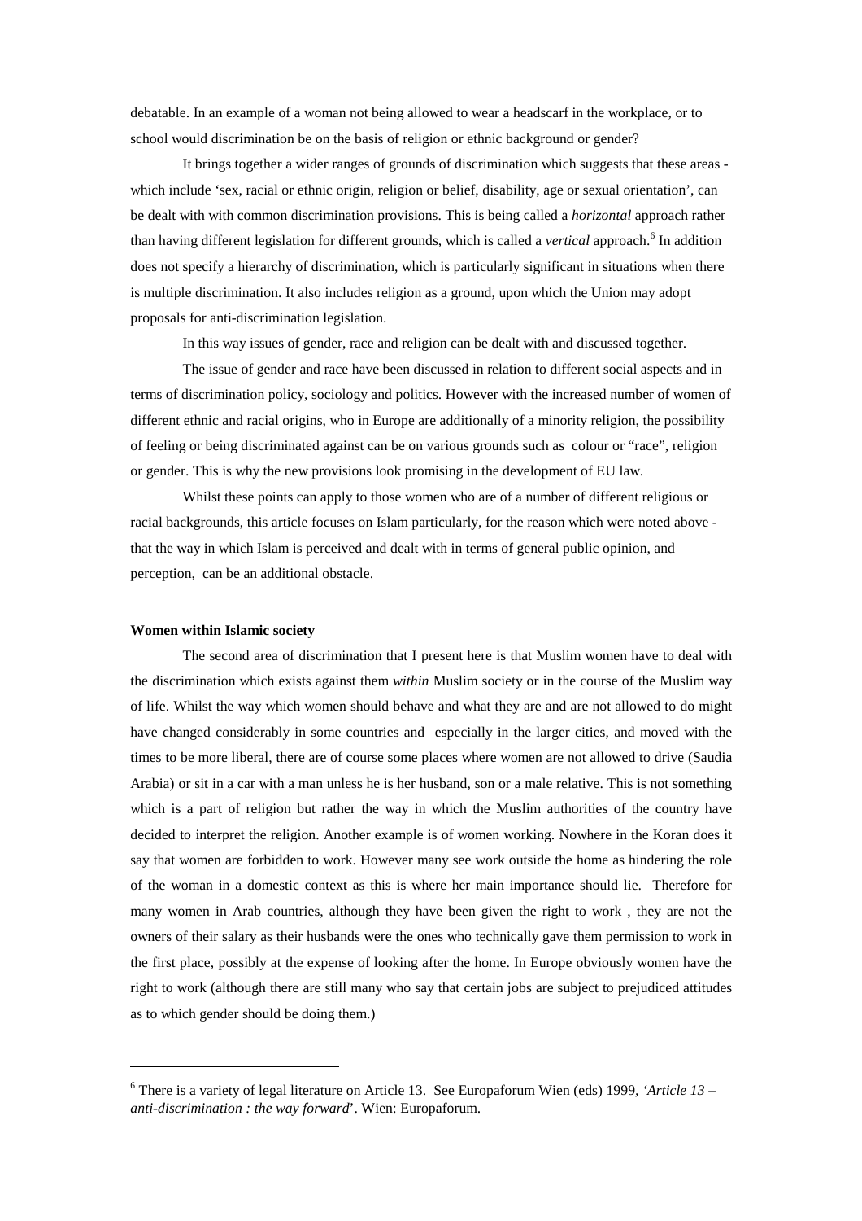debatable. In an example of a woman not being allowed to wear a headscarf in the workplace, or to school would discrimination be on the basis of religion or ethnic background or gender?

It brings together a wider ranges of grounds of discrimination which suggests that these areas - which include 'sex, racial or ethnic origin, religion or belief, disability, age or sexual orientation', can be dealt with with common discrimination provisions. This is being called a *horizontal* approach rather than having different legislation for different grounds, which is called a *vertical* approach.[6] In addition does not specify a hierarchy of discrimination, which is particularly significant in situations when there is multiple discrimination. It also includes religion as a ground, upon which the Union may adopt proposals for anti-discrimination legislation.

In this way issues of gender, race and religion can be dealt with and discussed together.

The issue of gender and race have been discussed in relation to different social aspects and in terms of discrimination policy, sociology and politics. However with the increased number of women of different ethnic and racial origins, who in Europe are additionally of a minority religion, the possibility of feeling or being discriminated against can be on various grounds such as colour or "race", religion or gender. This is why the new provisions look promising in the development of EU law.

Whilst these points can apply to those women who are of a number of different religious or racial backgrounds, this article focuses on Islam particularly, for the reason which were noted above - that the way in which Islam is perceived and dealt with in terms of general public opinion, and perception, can be an additional obstacle.

**Women within Islamic society**

The second area of discrimination that I present here is that Muslim women have to deal with the discrimination which exists against them *within* Muslim society or in the course of the Muslim way of life. Whilst the way which women should behave and what they are and are not allowed to do might have changed considerably in some countries and especially in the larger cities, and moved with the times to be more liberal, there are of course some places where women are not allowed to drive (Saudia Arabia) or sit in a car with a man unless he is her husband, son or a male relative. This is not something which is a part of religion but rather the way in which the Muslim authorities of the country have decided to interpret the religion. Another example is of women working. Nowhere in the Koran does it say that women are forbidden to work. However many see work outside the home as hindering the role of the woman in a domestic context as this is where her main importance should lie. Therefore for many women in Arab countries, although they have been given the right to work , they are not the owners of their salary as their husbands were the ones who technically gave them permission to work in the first place, possibly at the expense of looking after the home. In Europe obviously women have the right to work (although there are still many who say that certain jobs are subject to prejudiced attitudes as to which gender should be doing them.)

---

[6] There is a variety of legal literature on Article 13. See Europaforum Wien (eds) 1999, *'Article 13 – anti-discrimination : the way forward*'. Wien: Europaforum.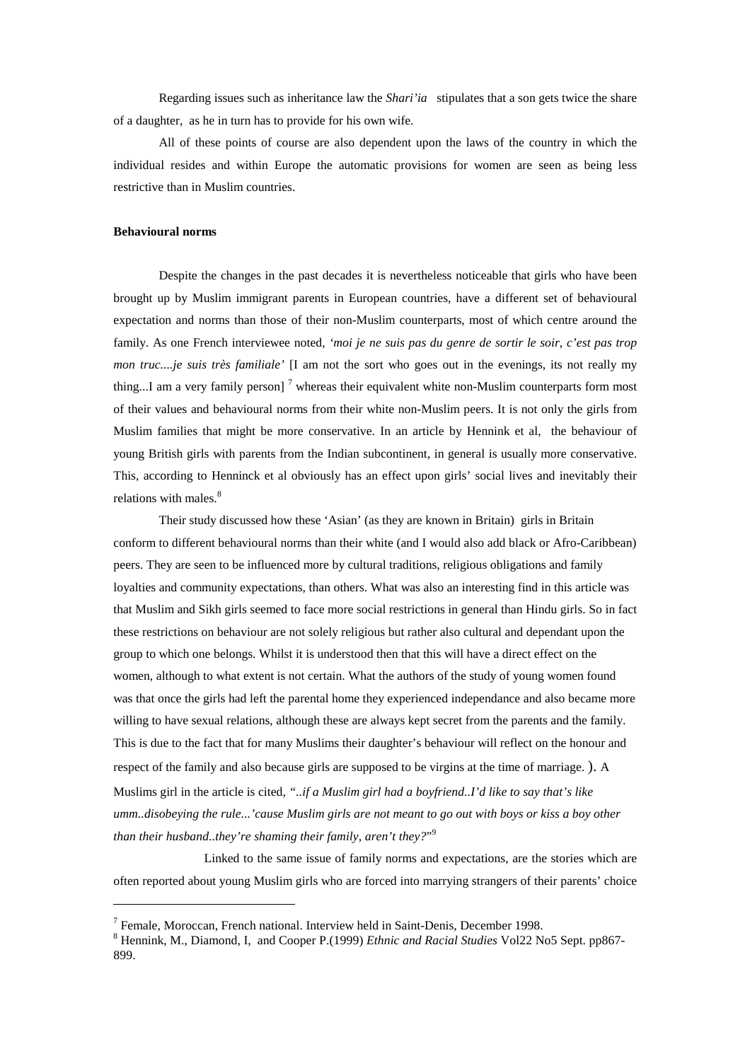Regarding issues such as inheritance law the *Shari'ia* stipulates that a son gets twice the share of a daughter, as he in turn has to provide for his own wife.

All of these points of course are also dependent upon the laws of the country in which the individual resides and within Europe the automatic provisions for women are seen as being less restrictive than in Muslim countries.

**Behavioural norms**

Despite the changes in the past decades it is nevertheless noticeable that girls who have been brought up by Muslim immigrant parents in European countries, have a different set of behavioural expectation and norms than those of their non-Muslim counterparts, most of which centre around the family. As one French interviewee noted, *'moi je ne suis pas du genre de sortir le soir, c'est pas trop mon truc....je suis très familiale'* [I am not the sort who goes out in the evenings, its not really my thing...I am a very family person] [7] whereas their equivalent white non-Muslim counterparts form most of their values and behavioural norms from their white non-Muslim peers. It is not only the girls from Muslim families that might be more conservative. In an article by Hennink et al, the behaviour of young British girls with parents from the Indian subcontinent, in general is usually more conservative. This, according to Henninck et al obviously has an effect upon girls' social lives and inevitably their relations with males.[8]

Their study discussed how these 'Asian' (as they are known in Britain) girls in Britain conform to different behavioural norms than their white (and I would also add black or Afro-Caribbean) peers. They are seen to be influenced more by cultural traditions, religious obligations and family loyalties and community expectations, than others. What was also an interesting find in this article was that Muslim and Sikh girls seemed to face more social restrictions in general than Hindu girls. So in fact these restrictions on behaviour are not solely religious but rather also cultural and dependant upon the group to which one belongs. Whilst it is understood then that this will have a direct effect on the women, although to what extent is not certain. What the authors of the study of young women found was that once the girls had left the parental home they experienced independance and also became more willing to have sexual relations, although these are always kept secret from the parents and the family. This is due to the fact that for many Muslims their daughter's behaviour will reflect on the honour and respect of the family and also because girls are supposed to be virgins at the time of marriage. ). A Muslims girl in the article is cited, *"..if a Muslim girl had a boyfriend..I'd like to say that's like umm..disobeying the rule...'cause Muslim girls are not meant to go out with boys or kiss a boy other than their husband..they're shaming their family, aren't they?"*[9]

Linked to the same issue of family norms and expectations, are the stories which are often reported about young Muslim girls who are forced into marrying strangers of their parents' choice

---

[7] Female, Moroccan, French national. Interview held in Saint-Denis, December 1998.

[8] Hennink, M., Diamond, I, and Cooper P.(1999) *Ethnic and Racial Studies* Vol22 No5 Sept. pp867-899.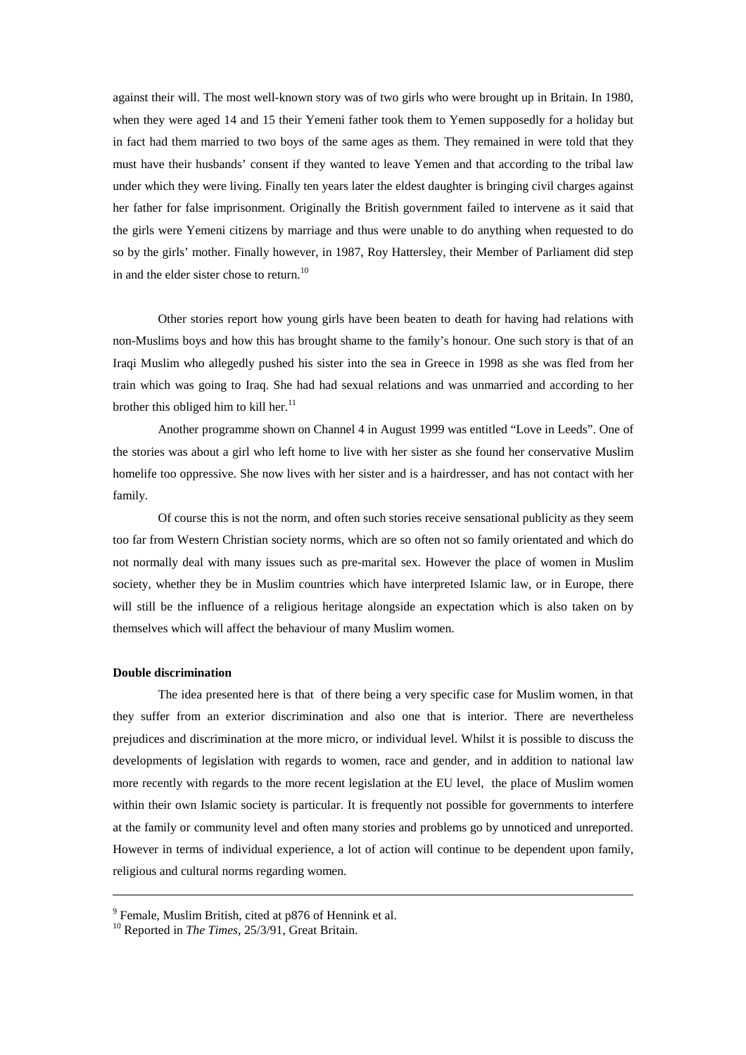against their will. The most well-known story was of two girls who were brought up in Britain. In 1980, when they were aged 14 and 15 their Yemeni father took them to Yemen supposedly for a holiday but in fact had them married to two boys of the same ages as them. They remained in were told that they must have their husbands' consent if they wanted to leave Yemen and that according to the tribal law under which they were living. Finally ten years later the eldest daughter is bringing civil charges against her father for false imprisonment. Originally the British government failed to intervene as it said that the girls were Yemeni citizens by marriage and thus were unable to do anything when requested to do so by the girls' mother. Finally however, in 1987, Roy Hattersley, their Member of Parliament did step in and the elder sister chose to return.[10]

Other stories report how young girls have been beaten to death for having had relations with non-Muslims boys and how this has brought shame to the family's honour. One such story is that of an Iraqi Muslim who allegedly pushed his sister into the sea in Greece in 1998 as she was fled from her train which was going to Iraq. She had had sexual relations and was unmarried and according to her brother this obliged him to kill her.[11]

Another programme shown on Channel 4 in August 1999 was entitled "Love in Leeds". One of the stories was about a girl who left home to live with her sister as she found her conservative Muslim homelife too oppressive. She now lives with her sister and is a hairdresser, and has not contact with her family.

Of course this is not the norm, and often such stories receive sensational publicity as they seem too far from Western Christian society norms, which are so often not so family orientated and which do not normally deal with many issues such as pre-marital sex. However the place of women in Muslim society, whether they be in Muslim countries which have interpreted Islamic law, or in Europe, there will still be the influence of a religious heritage alongside an expectation which is also taken on by themselves which will affect the behaviour of many Muslim women.

**Double discrimination**

The idea presented here is that of there being a very specific case for Muslim women, in that they suffer from an exterior discrimination and also one that is interior. There are nevertheless prejudices and discrimination at the more micro, or individual level. Whilst it is possible to discuss the developments of legislation with regards to women, race and gender, and in addition to national law more recently with regards to the more recent legislation at the EU level, the place of Muslim women within their own Islamic society is particular. It is frequently not possible for governments to interfere at the family or community level and often many stories and problems go by unnoticed and unreported. However in terms of individual experience, a lot of action will continue to be dependent upon family, religious and cultural norms regarding women.

---

[9] Female, Muslim British, cited at p876 of Hennink et al.

[10] Reported in *The Times*, 25/3/91, Great Britain.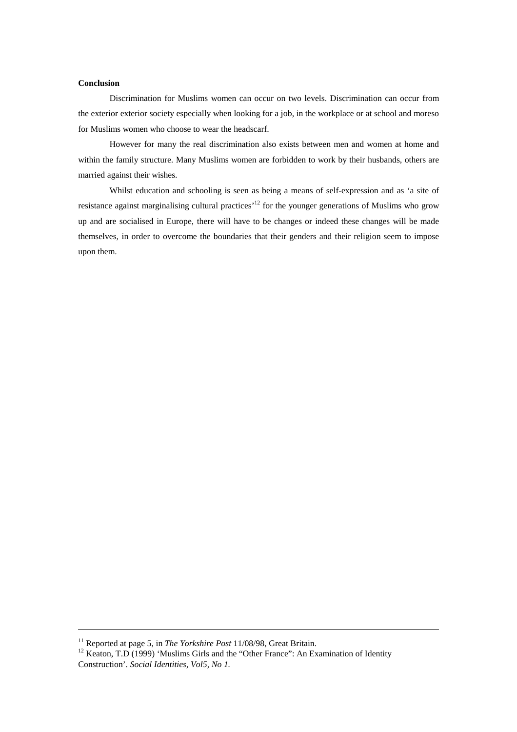**Conclusion**

Discrimination for Muslims women can occur on two levels. Discrimination can occur from the exterior exterior society especially when looking for a job, in the workplace or at school and moreso for Muslims women who choose to wear the headscarf.

However for many the real discrimination also exists between men and women at home and within the family structure. Many Muslims women are forbidden to work by their husbands, others are married against their wishes.

Whilst education and schooling is seen as being a means of self-expression and as 'a site of resistance against marginalising cultural practices'[12] for the younger generations of Muslims who grow up and are socialised in Europe, there will have to be changes or indeed these changes will be made themselves, in order to overcome the boundaries that their genders and their religion seem to impose upon them.

---

[11] Reported at page 5, in *The Yorkshire Post* 11/08/98, Great Britain.

[12] Keaton, T.D (1999) 'Muslims Girls and the "Other France": An Examination of Identity Construction'. *Social Identities, Vol5, No 1.*